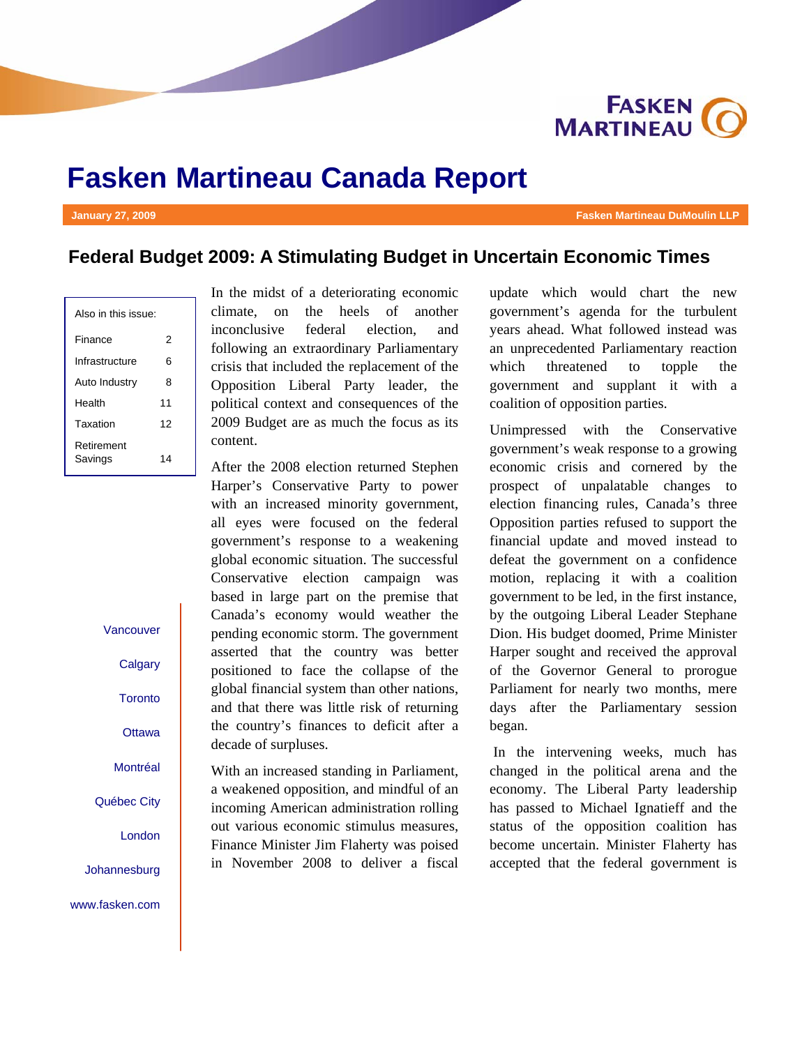# Fasken Martineau Canada Report

**January 27, 2009** — **Fasken Martineau DuMoulin LLP**

## Federal Budget 2009: A Stimulating Budget in Uncertain Economic Times

| Also in this issue: | |
|---|---|
| Finance | 2 |
| Infrastructure | 6 |
| Auto Industry | 8 |
| Health | 11 |
| Taxation | 12 |
| Retirement Savings | 14 |

Vancouver
Calgary
Toronto
Ottawa
Montréal
Québec City
London
Johannesburg
www.fasken.com

In the midst of a deteriorating economic climate, on the heels of another inconclusive federal election, and following an extraordinary Parliamentary crisis that included the replacement of the Opposition Liberal Party leader, the political context and consequences of the 2009 Budget are as much the focus as its content.

After the 2008 election returned Stephen Harper's Conservative Party to power with an increased minority government, all eyes were focused on the federal government's response to a weakening global economic situation. The successful Conservative election campaign was based in large part on the premise that Canada's economy would weather the pending economic storm. The government asserted that the country was better positioned to face the collapse of the global financial system than other nations, and that there was little risk of returning the country's finances to deficit after a decade of surpluses.

With an increased standing in Parliament, a weakened opposition, and mindful of an incoming American administration rolling out various economic stimulus measures, Finance Minister Jim Flaherty was poised in November 2008 to deliver a fiscal update which would chart the new government's agenda for the turbulent years ahead. What followed instead was an unprecedented Parliamentary reaction which threatened to topple the government and supplant it with a coalition of opposition parties.

Unimpressed with the Conservative government's weak response to a growing economic crisis and cornered by the prospect of unpalatable changes to election financing rules, Canada's three Opposition parties refused to support the financial update and moved instead to defeat the government on a confidence motion, replacing it with a coalition government to be led, in the first instance, by the outgoing Liberal Leader Stephane Dion. His budget doomed, Prime Minister Harper sought and received the approval of the Governor General to prorogue Parliament for nearly two months, mere days after the Parliamentary session began.

In the intervening weeks, much has changed in the political arena and the economy. The Liberal Party leadership has passed to Michael Ignatieff and the status of the opposition coalition has become uncertain. Minister Flaherty has accepted that the federal government is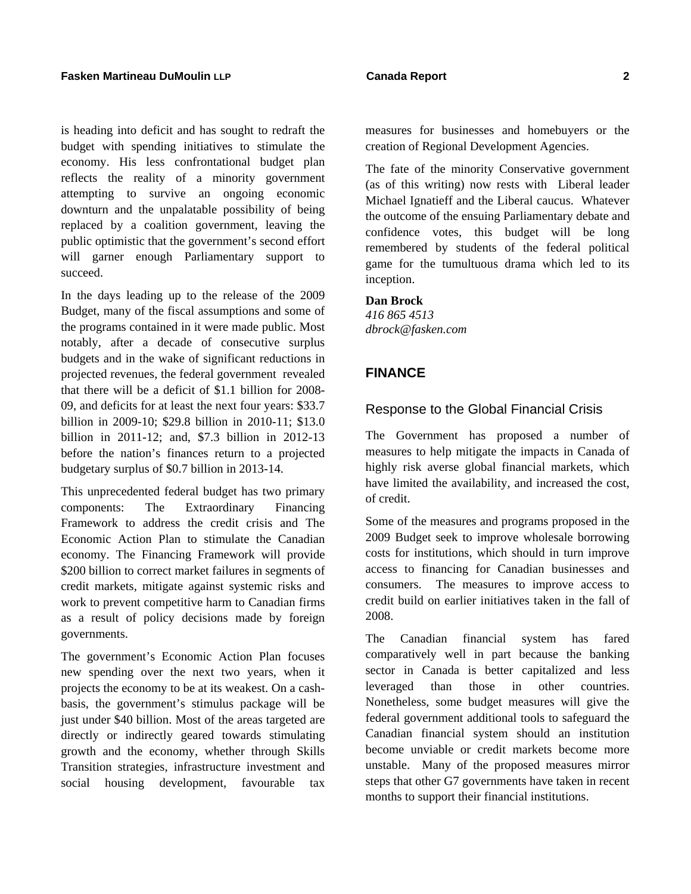is heading into deficit and has sought to redraft the budget with spending initiatives to stimulate the economy. His less confrontational budget plan reflects the reality of a minority government attempting to survive an ongoing economic downturn and the unpalatable possibility of being replaced by a coalition government, leaving the public optimistic that the government's second effort will garner enough Parliamentary support to succeed.

In the days leading up to the release of the 2009 Budget, many of the fiscal assumptions and some of the programs contained in it were made public. Most notably, after a decade of consecutive surplus budgets and in the wake of significant reductions in projected revenues, the federal government revealed that there will be a deficit of $1.1 billion for 2008-09, and deficits for at least the next four years: $33.7 billion in 2009-10; $29.8 billion in 2010-11; $13.0 billion in 2011-12; and, $7.3 billion in 2012-13 before the nation's finances return to a projected budgetary surplus of $0.7 billion in 2013-14.

This unprecedented federal budget has two primary components: The Extraordinary Financing Framework to address the credit crisis and The Economic Action Plan to stimulate the Canadian economy. The Financing Framework will provide $200 billion to correct market failures in segments of credit markets, mitigate against systemic risks and work to prevent competitive harm to Canadian firms as a result of policy decisions made by foreign governments.

The government's Economic Action Plan focuses new spending over the next two years, when it projects the economy to be at its weakest. On a cash-basis, the government's stimulus package will be just under $40 billion. Most of the areas targeted are directly or indirectly geared towards stimulating growth and the economy, whether through Skills Transition strategies, infrastructure investment and social housing development, favourable tax measures for businesses and homebuyers or the creation of Regional Development Agencies.

The fate of the minority Conservative government (as of this writing) now rests with Liberal leader Michael Ignatieff and the Liberal caucus. Whatever the outcome of the ensuing Parliamentary debate and confidence votes, this budget will be long remembered by students of the federal political game for the tumultuous drama which led to its inception.

**Dan Brock**
*416 865 4513*
*dbrock@fasken.com*

## FINANCE

### Response to the Global Financial Crisis

The Government has proposed a number of measures to help mitigate the impacts in Canada of highly risk averse global financial markets, which have limited the availability, and increased the cost, of credit.

Some of the measures and programs proposed in the 2009 Budget seek to improve wholesale borrowing costs for institutions, which should in turn improve access to financing for Canadian businesses and consumers. The measures to improve access to credit build on earlier initiatives taken in the fall of 2008.

The Canadian financial system has fared comparatively well in part because the banking sector in Canada is better capitalized and less leveraged than those in other countries. Nonetheless, some budget measures will give the federal government additional tools to safeguard the Canadian financial system should an institution become unviable or credit markets become more unstable. Many of the proposed measures mirror steps that other G7 governments have taken in recent months to support their financial institutions.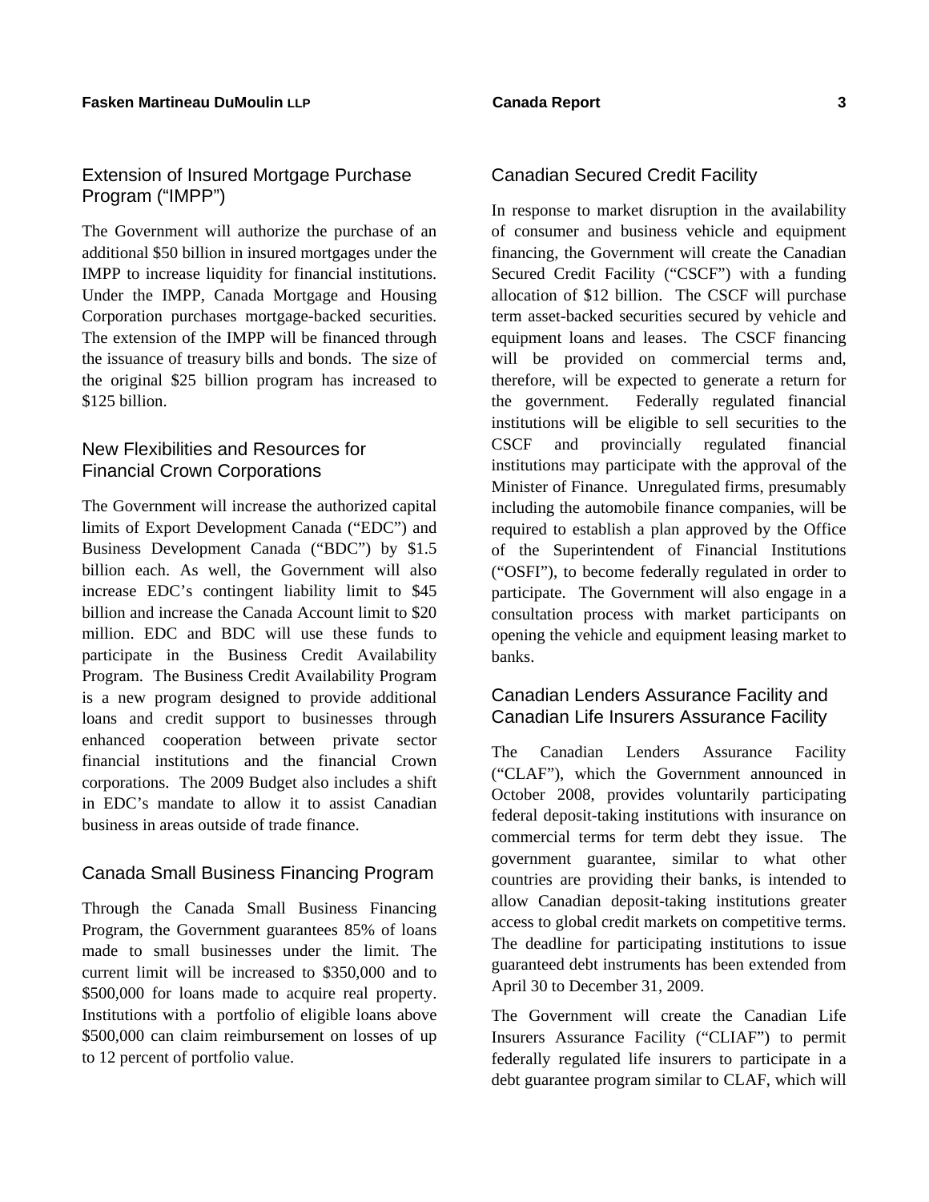## Extension of Insured Mortgage Purchase Program ("IMPP")

The Government will authorize the purchase of an additional $50 billion in insured mortgages under the IMPP to increase liquidity for financial institutions. Under the IMPP, Canada Mortgage and Housing Corporation purchases mortgage-backed securities. The extension of the IMPP will be financed through the issuance of treasury bills and bonds. The size of the original $25 billion program has increased to $125 billion.

## New Flexibilities and Resources for Financial Crown Corporations

The Government will increase the authorized capital limits of Export Development Canada ("EDC") and Business Development Canada ("BDC") by $1.5 billion each. As well, the Government will also increase EDC's contingent liability limit to $45 billion and increase the Canada Account limit to $20 million. EDC and BDC will use these funds to participate in the Business Credit Availability Program. The Business Credit Availability Program is a new program designed to provide additional loans and credit support to businesses through enhanced cooperation between private sector financial institutions and the financial Crown corporations. The 2009 Budget also includes a shift in EDC's mandate to allow it to assist Canadian business in areas outside of trade finance.

## Canada Small Business Financing Program

Through the Canada Small Business Financing Program, the Government guarantees 85% of loans made to small businesses under the limit. The current limit will be increased to $350,000 and to $500,000 for loans made to acquire real property. Institutions with a portfolio of eligible loans above $500,000 can claim reimbursement on losses of up to 12 percent of portfolio value.

## Canadian Secured Credit Facility

In response to market disruption in the availability of consumer and business vehicle and equipment financing, the Government will create the Canadian Secured Credit Facility ("CSCF") with a funding allocation of $12 billion. The CSCF will purchase term asset-backed securities secured by vehicle and equipment loans and leases. The CSCF financing will be provided on commercial terms and, therefore, will be expected to generate a return for the government. Federally regulated financial institutions will be eligible to sell securities to the CSCF and provincially regulated financial institutions may participate with the approval of the Minister of Finance. Unregulated firms, presumably including the automobile finance companies, will be required to establish a plan approved by the Office of the Superintendent of Financial Institutions ("OSFI"), to become federally regulated in order to participate. The Government will also engage in a consultation process with market participants on opening the vehicle and equipment leasing market to banks.

## Canadian Lenders Assurance Facility and Canadian Life Insurers Assurance Facility

The Canadian Lenders Assurance Facility ("CLAF"), which the Government announced in October 2008, provides voluntarily participating federal deposit-taking institutions with insurance on commercial terms for term debt they issue. The government guarantee, similar to what other countries are providing their banks, is intended to allow Canadian deposit-taking institutions greater access to global credit markets on competitive terms. The deadline for participating institutions to issue guaranteed debt instruments has been extended from April 30 to December 31, 2009.

The Government will create the Canadian Life Insurers Assurance Facility ("CLIAF") to permit federally regulated life insurers to participate in a debt guarantee program similar to CLAF, which will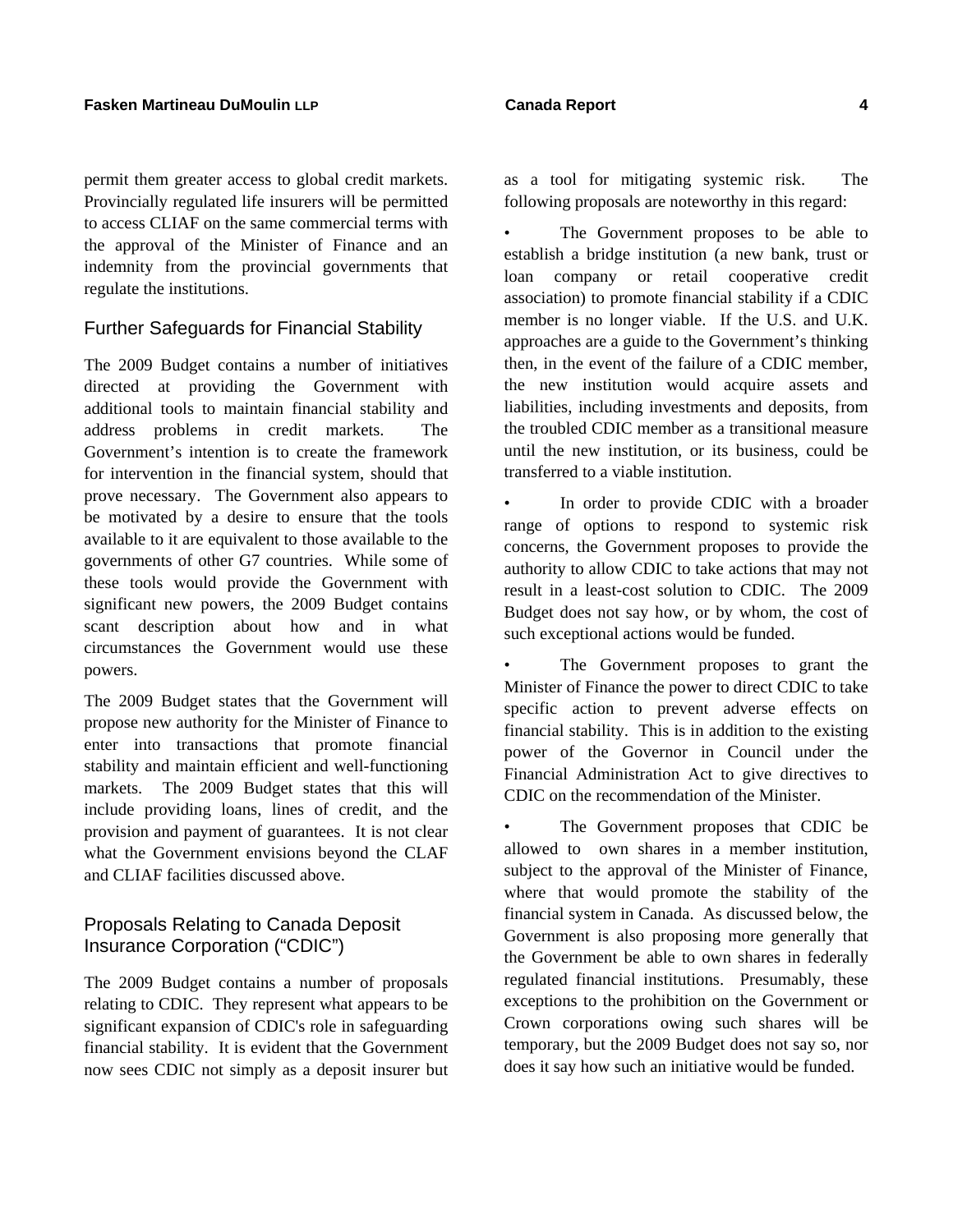permit them greater access to global credit markets. Provincially regulated life insurers will be permitted to access CLIAF on the same commercial terms with the approval of the Minister of Finance and an indemnity from the provincial governments that regulate the institutions.

## Further Safeguards for Financial Stability

The 2009 Budget contains a number of initiatives directed at providing the Government with additional tools to maintain financial stability and address problems in credit markets. The Government's intention is to create the framework for intervention in the financial system, should that prove necessary. The Government also appears to be motivated by a desire to ensure that the tools available to it are equivalent to those available to the governments of other G7 countries. While some of these tools would provide the Government with significant new powers, the 2009 Budget contains scant description about how and in what circumstances the Government would use these powers.

The 2009 Budget states that the Government will propose new authority for the Minister of Finance to enter into transactions that promote financial stability and maintain efficient and well-functioning markets. The 2009 Budget states that this will include providing loans, lines of credit, and the provision and payment of guarantees. It is not clear what the Government envisions beyond the CLAF and CLIAF facilities discussed above.

## Proposals Relating to Canada Deposit Insurance Corporation ("CDIC")

The 2009 Budget contains a number of proposals relating to CDIC. They represent what appears to be significant expansion of CDIC's role in safeguarding financial stability. It is evident that the Government now sees CDIC not simply as a deposit insurer but as a tool for mitigating systemic risk. The following proposals are noteworthy in this regard:

- The Government proposes to be able to establish a bridge institution (a new bank, trust or loan company or retail cooperative credit association) to promote financial stability if a CDIC member is no longer viable. If the U.S. and U.K. approaches are a guide to the Government's thinking then, in the event of the failure of a CDIC member, the new institution would acquire assets and liabilities, including investments and deposits, from the troubled CDIC member as a transitional measure until the new institution, or its business, could be transferred to a viable institution.
- In order to provide CDIC with a broader range of options to respond to systemic risk concerns, the Government proposes to provide the authority to allow CDIC to take actions that may not result in a least-cost solution to CDIC. The 2009 Budget does not say how, or by whom, the cost of such exceptional actions would be funded.
- The Government proposes to grant the Minister of Finance the power to direct CDIC to take specific action to prevent adverse effects on financial stability. This is in addition to the existing power of the Governor in Council under the Financial Administration Act to give directives to CDIC on the recommendation of the Minister.
- The Government proposes that CDIC be allowed to own shares in a member institution, subject to the approval of the Minister of Finance, where that would promote the stability of the financial system in Canada. As discussed below, the Government is also proposing more generally that the Government be able to own shares in federally regulated financial institutions. Presumably, these exceptions to the prohibition on the Government or Crown corporations owing such shares will be temporary, but the 2009 Budget does not say so, nor does it say how such an initiative would be funded.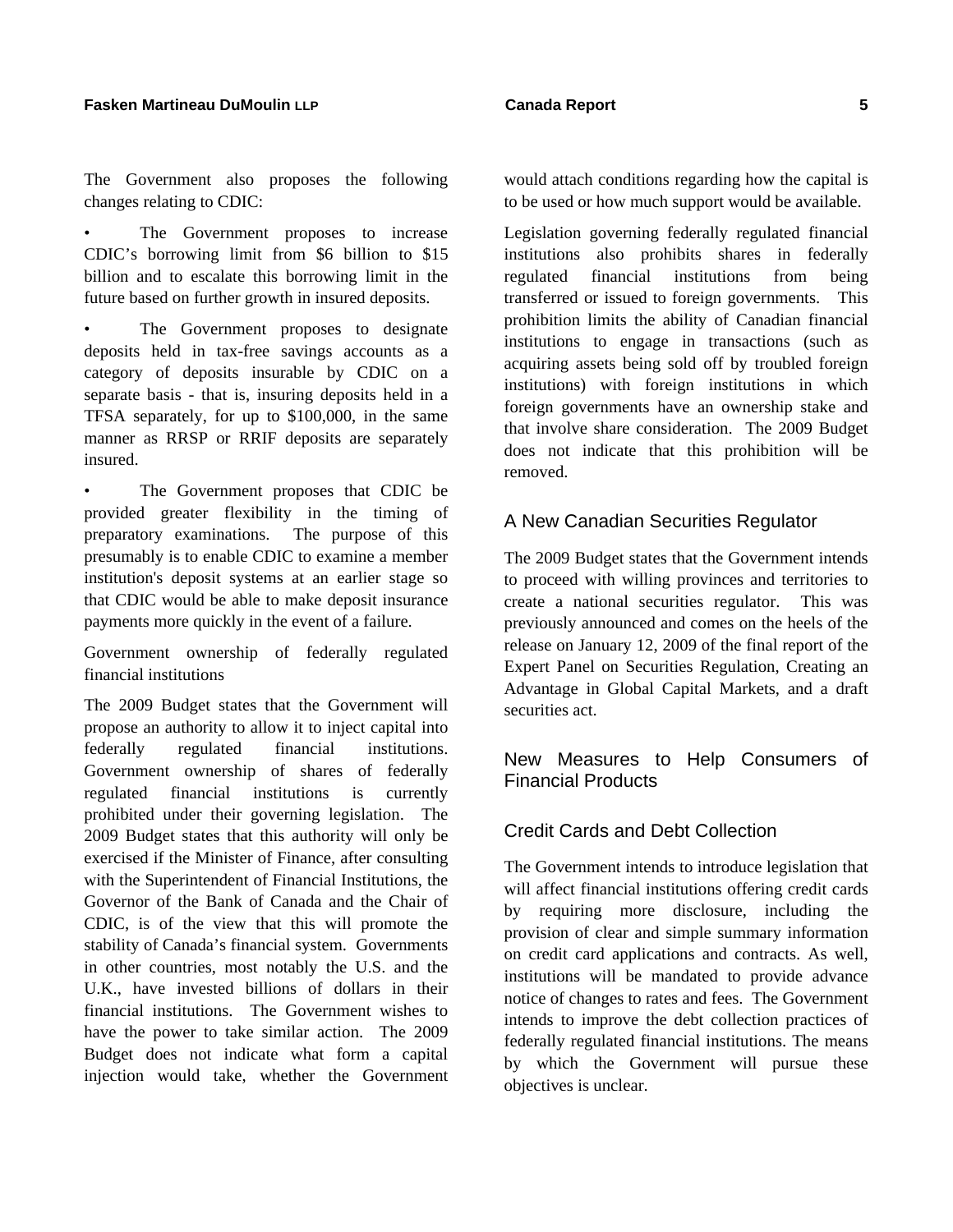The Government also proposes the following changes relating to CDIC:

- The Government proposes to increase CDIC's borrowing limit from $6 billion to $15 billion and to escalate this borrowing limit in the future based on further growth in insured deposits.
- The Government proposes to designate deposits held in tax-free savings accounts as a category of deposits insurable by CDIC on a separate basis - that is, insuring deposits held in a TFSA separately, for up to $100,000, in the same manner as RRSP or RRIF deposits are separately insured.
- The Government proposes that CDIC be provided greater flexibility in the timing of preparatory examinations. The purpose of this presumably is to enable CDIC to examine a member institution's deposit systems at an earlier stage so that CDIC would be able to make deposit insurance payments more quickly in the event of a failure.

Government ownership of federally regulated financial institutions

The 2009 Budget states that the Government will propose an authority to allow it to inject capital into federally regulated financial institutions. Government ownership of shares of federally regulated financial institutions is currently prohibited under their governing legislation. The 2009 Budget states that this authority will only be exercised if the Minister of Finance, after consulting with the Superintendent of Financial Institutions, the Governor of the Bank of Canada and the Chair of CDIC, is of the view that this will promote the stability of Canada's financial system. Governments in other countries, most notably the U.S. and the U.K., have invested billions of dollars in their financial institutions. The Government wishes to have the power to take similar action. The 2009 Budget does not indicate what form a capital injection would take, whether the Government would attach conditions regarding how the capital is to be used or how much support would be available.

Legislation governing federally regulated financial institutions also prohibits shares in federally regulated financial institutions from being transferred or issued to foreign governments. This prohibition limits the ability of Canadian financial institutions to engage in transactions (such as acquiring assets being sold off by troubled foreign institutions) with foreign institutions in which foreign governments have an ownership stake and that involve share consideration. The 2009 Budget does not indicate that this prohibition will be removed.

## A New Canadian Securities Regulator

The 2009 Budget states that the Government intends to proceed with willing provinces and territories to create a national securities regulator. This was previously announced and comes on the heels of the release on January 12, 2009 of the final report of the Expert Panel on Securities Regulation, Creating an Advantage in Global Capital Markets, and a draft securities act.

## New Measures to Help Consumers of Financial Products

## Credit Cards and Debt Collection

The Government intends to introduce legislation that will affect financial institutions offering credit cards by requiring more disclosure, including the provision of clear and simple summary information on credit card applications and contracts. As well, institutions will be mandated to provide advance notice of changes to rates and fees. The Government intends to improve the debt collection practices of federally regulated financial institutions. The means by which the Government will pursue these objectives is unclear.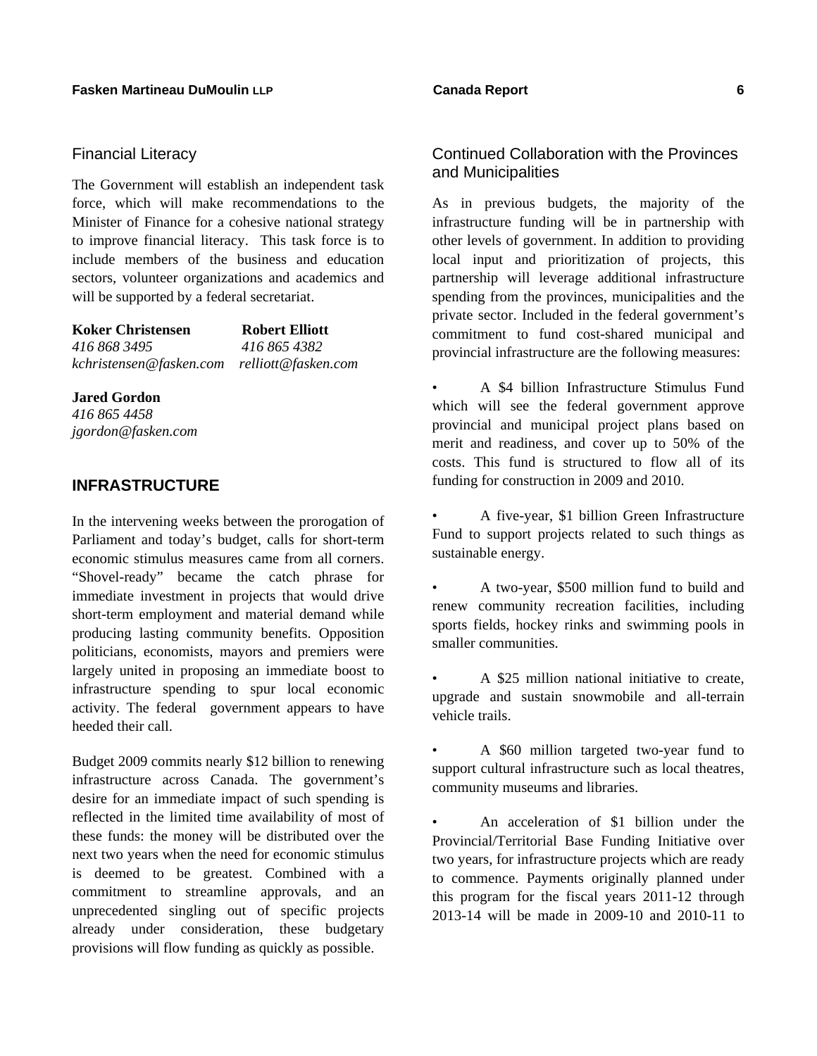### Financial Literacy

The Government will establish an independent task force, which will make recommendations to the Minister of Finance for a cohesive national strategy to improve financial literacy. This task force is to include members of the business and education sectors, volunteer organizations and academics and will be supported by a federal secretariat.

**Koker Christensen**
*416 868 3495*
*kchristensen@fasken.com*

**Robert Elliott**
*416 865 4382*
*relliott@fasken.com*

**Jared Gordon**
*416 865 4458*
*jgordon@fasken.com*

## INFRASTRUCTURE

In the intervening weeks between the prorogation of Parliament and today's budget, calls for short-term economic stimulus measures came from all corners. "Shovel-ready" became the catch phrase for immediate investment in projects that would drive short-term employment and material demand while producing lasting community benefits. Opposition politicians, economists, mayors and premiers were largely united in proposing an immediate boost to infrastructure spending to spur local economic activity. The federal government appears to have heeded their call.

Budget 2009 commits nearly $12 billion to renewing infrastructure across Canada. The government's desire for an immediate impact of such spending is reflected in the limited time availability of most of these funds: the money will be distributed over the next two years when the need for economic stimulus is deemed to be greatest. Combined with a commitment to streamline approvals, and an unprecedented singling out of specific projects already under consideration, these budgetary provisions will flow funding as quickly as possible.

### Continued Collaboration with the Provinces and Municipalities

As in previous budgets, the majority of the infrastructure funding will be in partnership with other levels of government. In addition to providing local input and prioritization of projects, this partnership will leverage additional infrastructure spending from the provinces, municipalities and the private sector. Included in the federal government's commitment to fund cost-shared municipal and provincial infrastructure are the following measures:

- A $4 billion Infrastructure Stimulus Fund which will see the federal government approve provincial and municipal project plans based on merit and readiness, and cover up to 50% of the costs. This fund is structured to flow all of its funding for construction in 2009 and 2010.
- A five-year, $1 billion Green Infrastructure Fund to support projects related to such things as sustainable energy.
- A two-year, $500 million fund to build and renew community recreation facilities, including sports fields, hockey rinks and swimming pools in smaller communities.
- A $25 million national initiative to create, upgrade and sustain snowmobile and all-terrain vehicle trails.
- A $60 million targeted two-year fund to support cultural infrastructure such as local theatres, community museums and libraries.
- An acceleration of $1 billion under the Provincial/Territorial Base Funding Initiative over two years, for infrastructure projects which are ready to commence. Payments originally planned under this program for the fiscal years 2011-12 through 2013-14 will be made in 2009-10 and 2010-11 to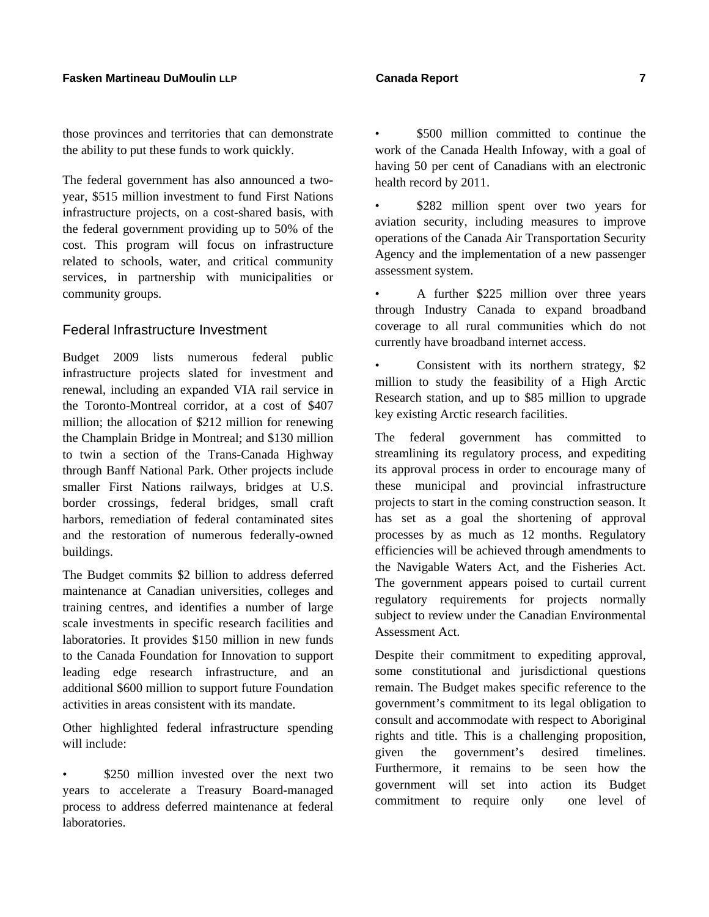those provinces and territories that can demonstrate the ability to put these funds to work quickly.

The federal government has also announced a two-year, $515 million investment to fund First Nations infrastructure projects, on a cost-shared basis, with the federal government providing up to 50% of the cost. This program will focus on infrastructure related to schools, water, and critical community services, in partnership with municipalities or community groups.

## Federal Infrastructure Investment

Budget 2009 lists numerous federal public infrastructure projects slated for investment and renewal, including an expanded VIA rail service in the Toronto-Montreal corridor, at a cost of $407 million; the allocation of $212 million for renewing the Champlain Bridge in Montreal; and $130 million to twin a section of the Trans-Canada Highway through Banff National Park. Other projects include smaller First Nations railways, bridges at U.S. border crossings, federal bridges, small craft harbors, remediation of federal contaminated sites and the restoration of numerous federally-owned buildings.

The Budget commits $2 billion to address deferred maintenance at Canadian universities, colleges and training centres, and identifies a number of large scale investments in specific research facilities and laboratories. It provides $150 million in new funds to the Canada Foundation for Innovation to support leading edge research infrastructure, and an additional $600 million to support future Foundation activities in areas consistent with its mandate.

Other highlighted federal infrastructure spending will include:

- $250 million invested over the next two years to accelerate a Treasury Board-managed process to address deferred maintenance at federal laboratories.
- $500 million committed to continue the work of the Canada Health Infoway, with a goal of having 50 per cent of Canadians with an electronic health record by 2011.
- $282 million spent over two years for aviation security, including measures to improve operations of the Canada Air Transportation Security Agency and the implementation of a new passenger assessment system.
- A further $225 million over three years through Industry Canada to expand broadband coverage to all rural communities which do not currently have broadband internet access.
- Consistent with its northern strategy, $2 million to study the feasibility of a High Arctic Research station, and up to $85 million to upgrade key existing Arctic research facilities.

The federal government has committed to streamlining its regulatory process, and expediting its approval process in order to encourage many of these municipal and provincial infrastructure projects to start in the coming construction season. It has set as a goal the shortening of approval processes by as much as 12 months. Regulatory efficiencies will be achieved through amendments to the Navigable Waters Act, and the Fisheries Act. The government appears poised to curtail current regulatory requirements for projects normally subject to review under the Canadian Environmental Assessment Act.

Despite their commitment to expediting approval, some constitutional and jurisdictional questions remain. The Budget makes specific reference to the government's commitment to its legal obligation to consult and accommodate with respect to Aboriginal rights and title. This is a challenging proposition, given the government's desired timelines. Furthermore, it remains to be seen how the government will set into action its Budget commitment to require only one level of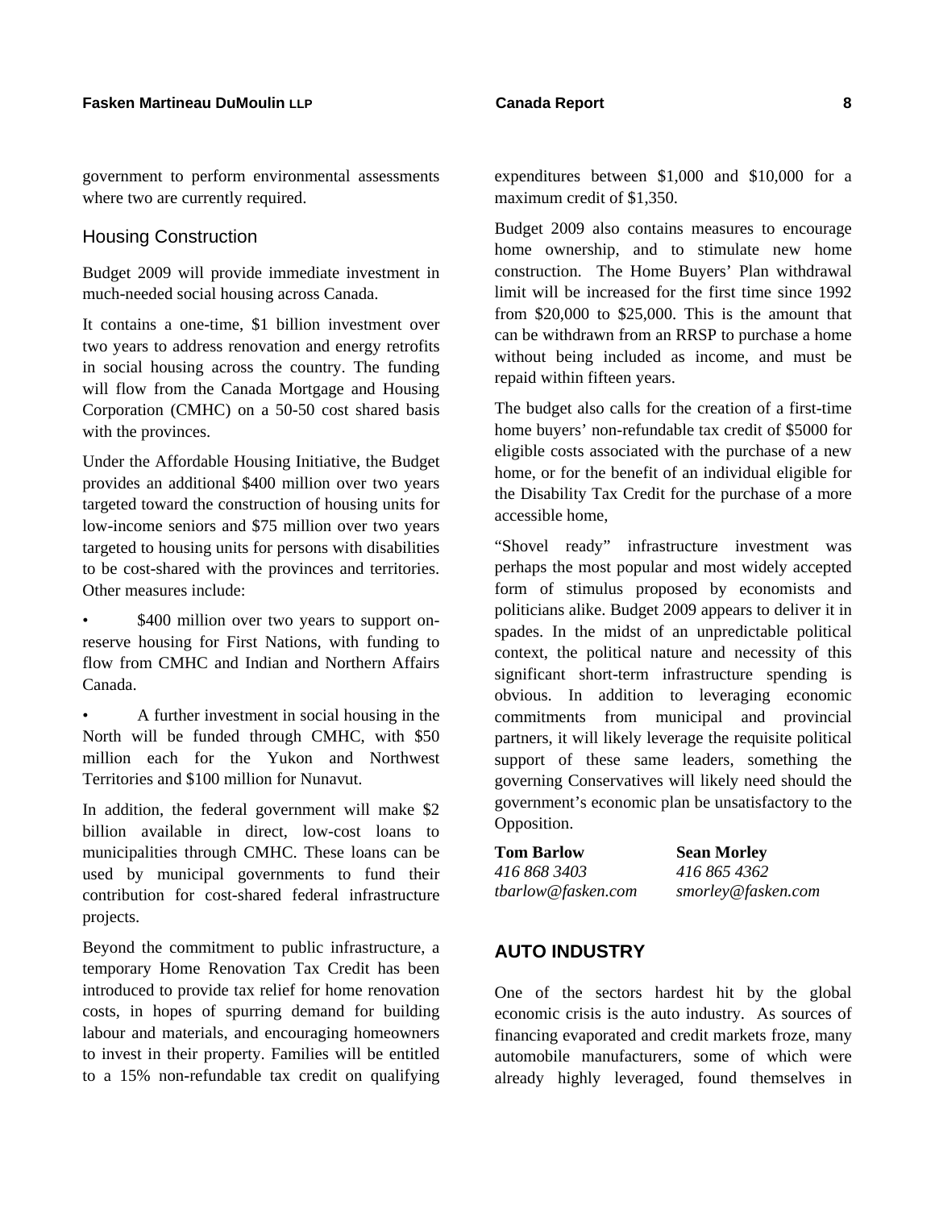government to perform environmental assessments where two are currently required.

### Housing Construction

Budget 2009 will provide immediate investment in much-needed social housing across Canada.

It contains a one-time, $1 billion investment over two years to address renovation and energy retrofits in social housing across the country. The funding will flow from the Canada Mortgage and Housing Corporation (CMHC) on a 50-50 cost shared basis with the provinces.

Under the Affordable Housing Initiative, the Budget provides an additional $400 million over two years targeted toward the construction of housing units for low-income seniors and $75 million over two years targeted to housing units for persons with disabilities to be cost-shared with the provinces and territories. Other measures include:

- $400 million over two years to support on-reserve housing for First Nations, with funding to flow from CMHC and Indian and Northern Affairs Canada.
- A further investment in social housing in the North will be funded through CMHC, with $50 million each for the Yukon and Northwest Territories and $100 million for Nunavut.

In addition, the federal government will make $2 billion available in direct, low-cost loans to municipalities through CMHC. These loans can be used by municipal governments to fund their contribution for cost-shared federal infrastructure projects.

Beyond the commitment to public infrastructure, a temporary Home Renovation Tax Credit has been introduced to provide tax relief for home renovation costs, in hopes of spurring demand for building labour and materials, and encouraging homeowners to invest in their property. Families will be entitled to a 15% non-refundable tax credit on qualifying expenditures between $1,000 and $10,000 for a maximum credit of $1,350.

Budget 2009 also contains measures to encourage home ownership, and to stimulate new home construction. The Home Buyers' Plan withdrawal limit will be increased for the first time since 1992 from $20,000 to $25,000. This is the amount that can be withdrawn from an RRSP to purchase a home without being included as income, and must be repaid within fifteen years.

The budget also calls for the creation of a first-time home buyers' non-refundable tax credit of $5000 for eligible costs associated with the purchase of a new home, or for the benefit of an individual eligible for the Disability Tax Credit for the purchase of a more accessible home,

"Shovel ready" infrastructure investment was perhaps the most popular and most widely accepted form of stimulus proposed by economists and politicians alike. Budget 2009 appears to deliver it in spades. In the midst of an unpredictable political context, the political nature and necessity of this significant short-term infrastructure spending is obvious. In addition to leveraging economic commitments from municipal and provincial partners, it will likely leverage the requisite political support of these same leaders, something the governing Conservatives will likely need should the government's economic plan be unsatisfactory to the Opposition.

**Tom Barlow**
*416 868 3403*
*tbarlow@fasken.com*

**Sean Morley**
*416 865 4362*
*smorley@fasken.com*

## AUTO INDUSTRY

One of the sectors hardest hit by the global economic crisis is the auto industry. As sources of financing evaporated and credit markets froze, many automobile manufacturers, some of which were already highly leveraged, found themselves in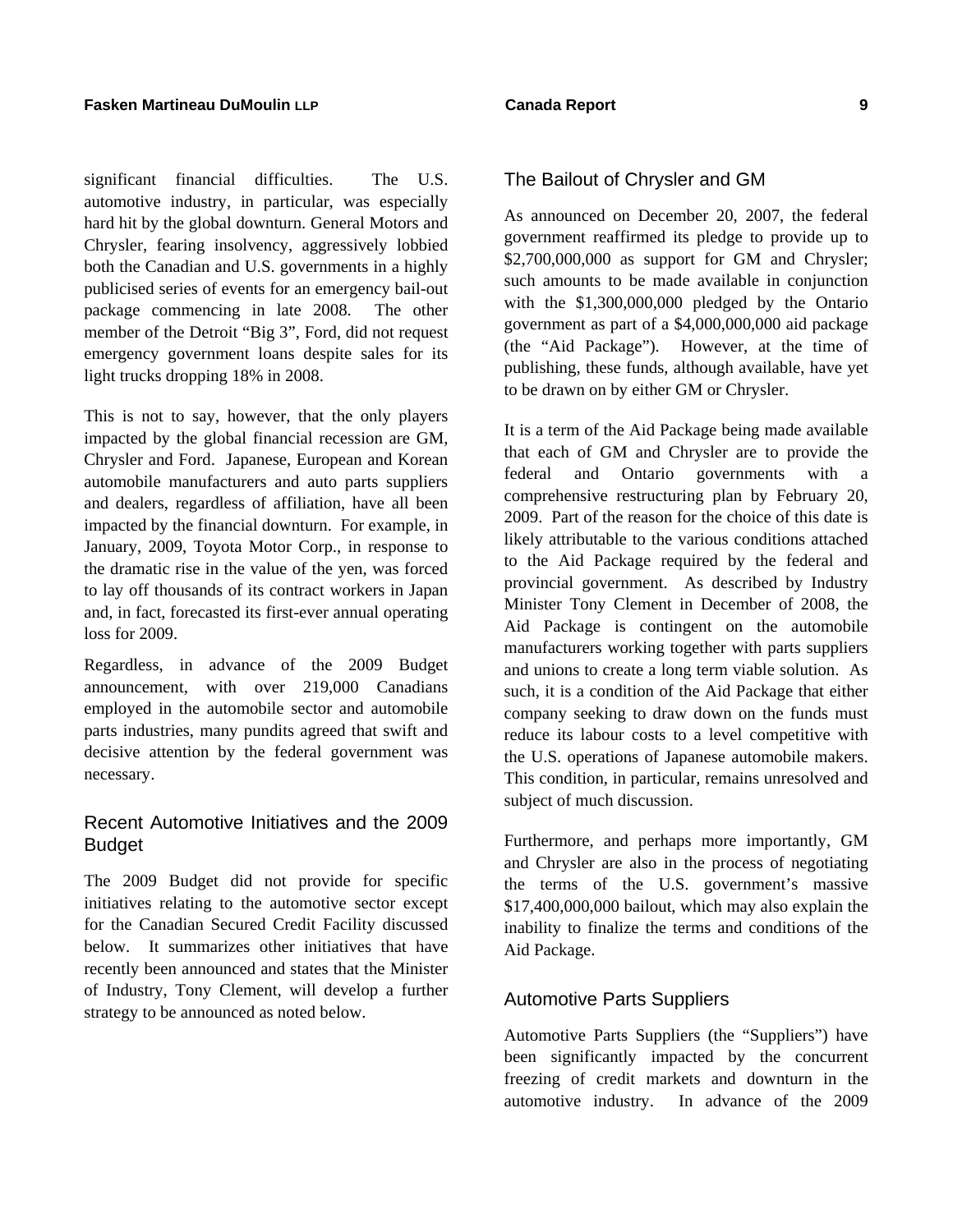significant financial difficulties. The U.S. automotive industry, in particular, was especially hard hit by the global downturn. General Motors and Chrysler, fearing insolvency, aggressively lobbied both the Canadian and U.S. governments in a highly publicised series of events for an emergency bail-out package commencing in late 2008. The other member of the Detroit "Big 3", Ford, did not request emergency government loans despite sales for its light trucks dropping 18% in 2008.

This is not to say, however, that the only players impacted by the global financial recession are GM, Chrysler and Ford. Japanese, European and Korean automobile manufacturers and auto parts suppliers and dealers, regardless of affiliation, have all been impacted by the financial downturn. For example, in January, 2009, Toyota Motor Corp., in response to the dramatic rise in the value of the yen, was forced to lay off thousands of its contract workers in Japan and, in fact, forecasted its first-ever annual operating loss for 2009.

Regardless, in advance of the 2009 Budget announcement, with over 219,000 Canadians employed in the automobile sector and automobile parts industries, many pundits agreed that swift and decisive attention by the federal government was necessary.

## Recent Automotive Initiatives and the 2009 Budget

The 2009 Budget did not provide for specific initiatives relating to the automotive sector except for the Canadian Secured Credit Facility discussed below. It summarizes other initiatives that have recently been announced and states that the Minister of Industry, Tony Clement, will develop a further strategy to be announced as noted below.

## The Bailout of Chrysler and GM

As announced on December 20, 2007, the federal government reaffirmed its pledge to provide up to $2,700,000,000 as support for GM and Chrysler; such amounts to be made available in conjunction with the $1,300,000,000 pledged by the Ontario government as part of a $4,000,000,000 aid package (the "Aid Package"). However, at the time of publishing, these funds, although available, have yet to be drawn on by either GM or Chrysler.

It is a term of the Aid Package being made available that each of GM and Chrysler are to provide the federal and Ontario governments with a comprehensive restructuring plan by February 20, 2009. Part of the reason for the choice of this date is likely attributable to the various conditions attached to the Aid Package required by the federal and provincial government. As described by Industry Minister Tony Clement in December of 2008, the Aid Package is contingent on the automobile manufacturers working together with parts suppliers and unions to create a long term viable solution. As such, it is a condition of the Aid Package that either company seeking to draw down on the funds must reduce its labour costs to a level competitive with the U.S. operations of Japanese automobile makers. This condition, in particular, remains unresolved and subject of much discussion.

Furthermore, and perhaps more importantly, GM and Chrysler are also in the process of negotiating the terms of the U.S. government's massive $17,400,000,000 bailout, which may also explain the inability to finalize the terms and conditions of the Aid Package.

## Automotive Parts Suppliers

Automotive Parts Suppliers (the "Suppliers") have been significantly impacted by the concurrent freezing of credit markets and downturn in the automotive industry. In advance of the 2009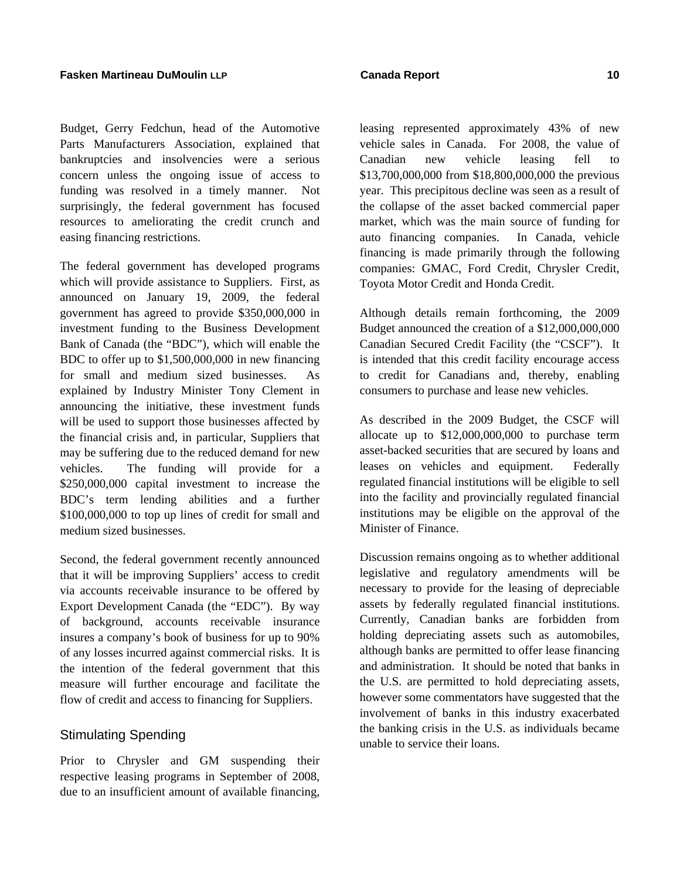Budget, Gerry Fedchun, head of the Automotive Parts Manufacturers Association, explained that bankruptcies and insolvencies were a serious concern unless the ongoing issue of access to funding was resolved in a timely manner. Not surprisingly, the federal government has focused resources to ameliorating the credit crunch and easing financing restrictions.

The federal government has developed programs which will provide assistance to Suppliers. First, as announced on January 19, 2009, the federal government has agreed to provide $350,000,000 in investment funding to the Business Development Bank of Canada (the "BDC"), which will enable the BDC to offer up to $1,500,000,000 in new financing for small and medium sized businesses. As explained by Industry Minister Tony Clement in announcing the initiative, these investment funds will be used to support those businesses affected by the financial crisis and, in particular, Suppliers that may be suffering due to the reduced demand for new vehicles. The funding will provide for a $250,000,000 capital investment to increase the BDC's term lending abilities and a further $100,000,000 to top up lines of credit for small and medium sized businesses.

Second, the federal government recently announced that it will be improving Suppliers' access to credit via accounts receivable insurance to be offered by Export Development Canada (the "EDC"). By way of background, accounts receivable insurance insures a company's book of business for up to 90% of any losses incurred against commercial risks. It is the intention of the federal government that this measure will further encourage and facilitate the flow of credit and access to financing for Suppliers.

## Stimulating Spending

Prior to Chrysler and GM suspending their respective leasing programs in September of 2008, due to an insufficient amount of available financing, leasing represented approximately 43% of new vehicle sales in Canada. For 2008, the value of Canadian new vehicle leasing fell to $13,700,000,000 from $18,800,000,000 the previous year. This precipitous decline was seen as a result of the collapse of the asset backed commercial paper market, which was the main source of funding for auto financing companies. In Canada, vehicle financing is made primarily through the following companies: GMAC, Ford Credit, Chrysler Credit, Toyota Motor Credit and Honda Credit.

Although details remain forthcoming, the 2009 Budget announced the creation of a $12,000,000,000 Canadian Secured Credit Facility (the "CSCF"). It is intended that this credit facility encourage access to credit for Canadians and, thereby, enabling consumers to purchase and lease new vehicles.

As described in the 2009 Budget, the CSCF will allocate up to $12,000,000,000 to purchase term asset-backed securities that are secured by loans and leases on vehicles and equipment. Federally regulated financial institutions will be eligible to sell into the facility and provincially regulated financial institutions may be eligible on the approval of the Minister of Finance.

Discussion remains ongoing as to whether additional legislative and regulatory amendments will be necessary to provide for the leasing of depreciable assets by federally regulated financial institutions. Currently, Canadian banks are forbidden from holding depreciating assets such as automobiles, although banks are permitted to offer lease financing and administration. It should be noted that banks in the U.S. are permitted to hold depreciating assets, however some commentators have suggested that the involvement of banks in this industry exacerbated the banking crisis in the U.S. as individuals became unable to service their loans.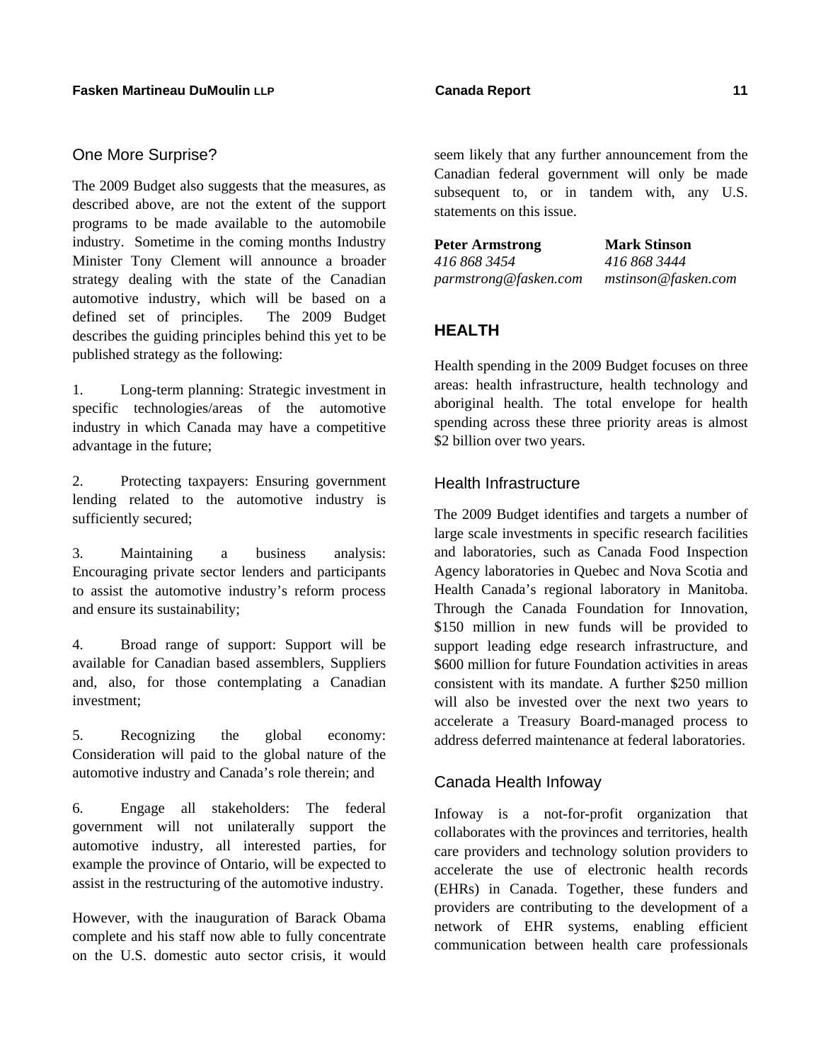## One More Surprise?

The 2009 Budget also suggests that the measures, as described above, are not the extent of the support programs to be made available to the automobile industry. Sometime in the coming months Industry Minister Tony Clement will announce a broader strategy dealing with the state of the Canadian automotive industry, which will be based on a defined set of principles. The 2009 Budget describes the guiding principles behind this yet to be published strategy as the following:

1. Long-term planning: Strategic investment in specific technologies/areas of the automotive industry in which Canada may have a competitive advantage in the future;

2. Protecting taxpayers: Ensuring government lending related to the automotive industry is sufficiently secured;

3. Maintaining a business analysis: Encouraging private sector lenders and participants to assist the automotive industry's reform process and ensure its sustainability;

4. Broad range of support: Support will be available for Canadian based assemblers, Suppliers and, also, for those contemplating a Canadian investment;

5. Recognizing the global economy: Consideration will paid to the global nature of the automotive industry and Canada's role therein; and

6. Engage all stakeholders: The federal government will not unilaterally support the automotive industry, all interested parties, for example the province of Ontario, will be expected to assist in the restructuring of the automotive industry.

However, with the inauguration of Barack Obama complete and his staff now able to fully concentrate on the U.S. domestic auto sector crisis, it would seem likely that any further announcement from the Canadian federal government will only be made subsequent to, or in tandem with, any U.S. statements on this issue.

| **Peter Armstrong** | **Mark Stinson** |
|---|---|
| *416 868 3454* | *416 868 3444* |
| *parmstrong@fasken.com* | *mstinson@fasken.com* |

# HEALTH

Health spending in the 2009 Budget focuses on three areas: health infrastructure, health technology and aboriginal health. The total envelope for health spending across these three priority areas is almost $2 billion over two years.

## Health Infrastructure

The 2009 Budget identifies and targets a number of large scale investments in specific research facilities and laboratories, such as Canada Food Inspection Agency laboratories in Quebec and Nova Scotia and Health Canada's regional laboratory in Manitoba. Through the Canada Foundation for Innovation, $150 million in new funds will be provided to support leading edge research infrastructure, and $600 million for future Foundation activities in areas consistent with its mandate. A further $250 million will also be invested over the next two years to accelerate a Treasury Board-managed process to address deferred maintenance at federal laboratories.

## Canada Health Infoway

Infoway is a not-for-profit organization that collaborates with the provinces and territories, health care providers and technology solution providers to accelerate the use of electronic health records (EHRs) in Canada. Together, these funders and providers are contributing to the development of a network of EHR systems, enabling efficient communication between health care professionals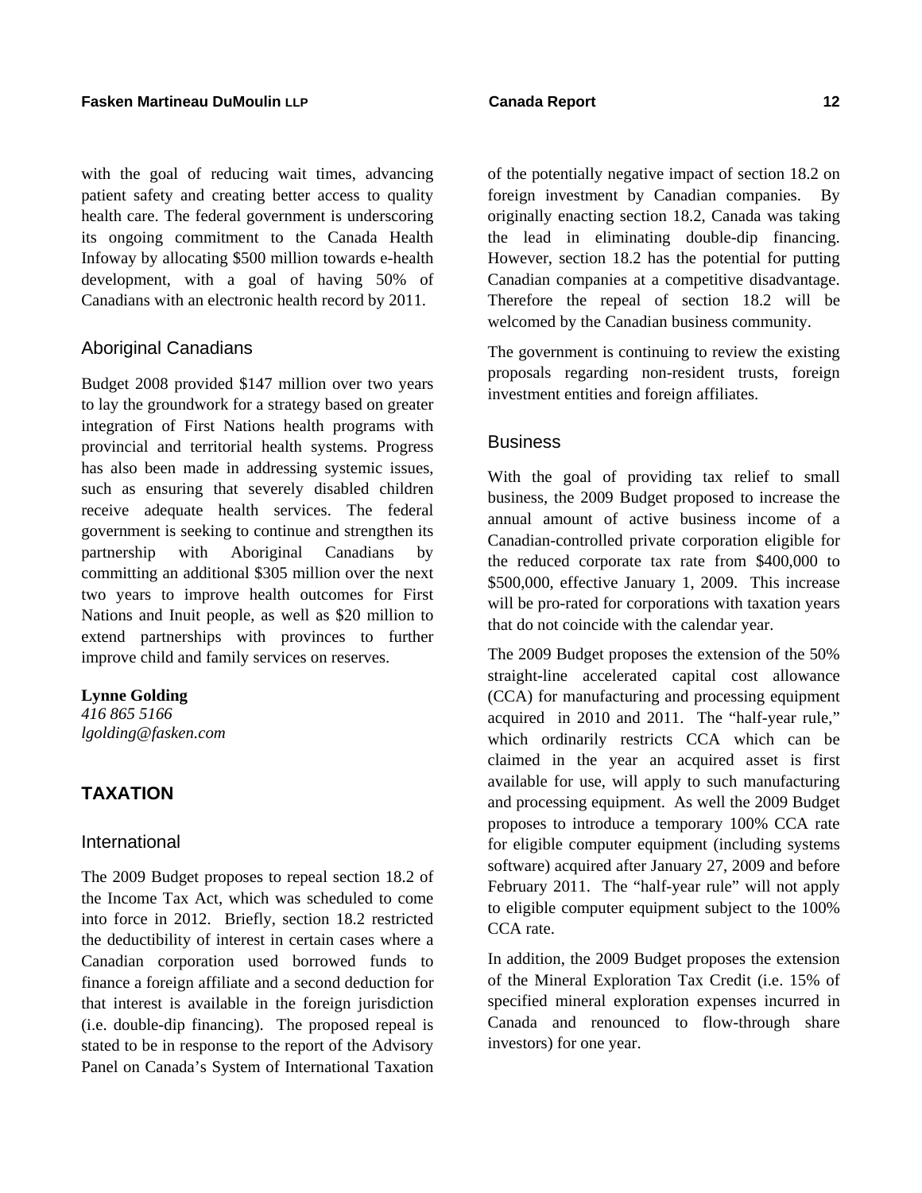with the goal of reducing wait times, advancing patient safety and creating better access to quality health care. The federal government is underscoring its ongoing commitment to the Canada Health Infoway by allocating $500 million towards e-health development, with a goal of having 50% of Canadians with an electronic health record by 2011.

### Aboriginal Canadians

Budget 2008 provided $147 million over two years to lay the groundwork for a strategy based on greater integration of First Nations health programs with provincial and territorial health systems. Progress has also been made in addressing systemic issues, such as ensuring that severely disabled children receive adequate health services. The federal government is seeking to continue and strengthen its partnership with Aboriginal Canadians by committing an additional $305 million over the next two years to improve health outcomes for First Nations and Inuit people, as well as $20 million to extend partnerships with provinces to further improve child and family services on reserves.

**Lynne Golding**
*416 865 5166*
*lgolding@fasken.com*

## TAXATION

### International

The 2009 Budget proposes to repeal section 18.2 of the Income Tax Act, which was scheduled to come into force in 2012. Briefly, section 18.2 restricted the deductibility of interest in certain cases where a Canadian corporation used borrowed funds to finance a foreign affiliate and a second deduction for that interest is available in the foreign jurisdiction (i.e. double-dip financing). The proposed repeal is stated to be in response to the report of the Advisory Panel on Canada's System of International Taxation of the potentially negative impact of section 18.2 on foreign investment by Canadian companies. By originally enacting section 18.2, Canada was taking the lead in eliminating double-dip financing. However, section 18.2 has the potential for putting Canadian companies at a competitive disadvantage. Therefore the repeal of section 18.2 will be welcomed by the Canadian business community.

The government is continuing to review the existing proposals regarding non-resident trusts, foreign investment entities and foreign affiliates.

### Business

With the goal of providing tax relief to small business, the 2009 Budget proposed to increase the annual amount of active business income of a Canadian-controlled private corporation eligible for the reduced corporate tax rate from $400,000 to $500,000, effective January 1, 2009. This increase will be pro-rated for corporations with taxation years that do not coincide with the calendar year.

The 2009 Budget proposes the extension of the 50% straight-line accelerated capital cost allowance (CCA) for manufacturing and processing equipment acquired in 2010 and 2011. The "half-year rule," which ordinarily restricts CCA which can be claimed in the year an acquired asset is first available for use, will apply to such manufacturing and processing equipment. As well the 2009 Budget proposes to introduce a temporary 100% CCA rate for eligible computer equipment (including systems software) acquired after January 27, 2009 and before February 2011. The "half-year rule" will not apply to eligible computer equipment subject to the 100% CCA rate.

In addition, the 2009 Budget proposes the extension of the Mineral Exploration Tax Credit (i.e. 15% of specified mineral exploration expenses incurred in Canada and renounced to flow-through share investors) for one year.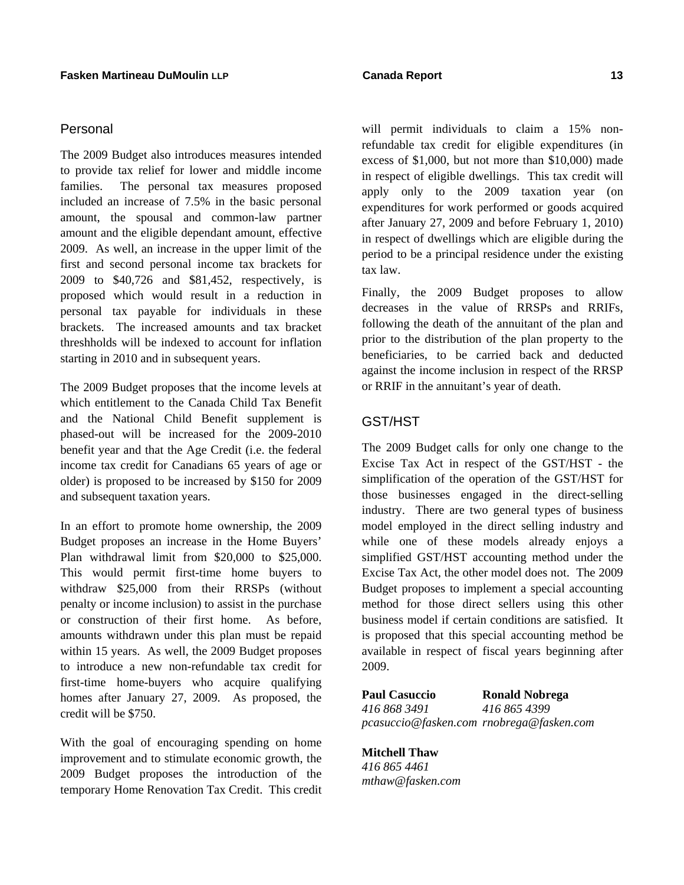## Personal

The 2009 Budget also introduces measures intended to provide tax relief for lower and middle income families. The personal tax measures proposed included an increase of 7.5% in the basic personal amount, the spousal and common-law partner amount and the eligible dependant amount, effective 2009. As well, an increase in the upper limit of the first and second personal income tax brackets for 2009 to $40,726 and $81,452, respectively, is proposed which would result in a reduction in personal tax payable for individuals in these brackets. The increased amounts and tax bracket threshholds will be indexed to account for inflation starting in 2010 and in subsequent years.

The 2009 Budget proposes that the income levels at which entitlement to the Canada Child Tax Benefit and the National Child Benefit supplement is phased-out will be increased for the 2009-2010 benefit year and that the Age Credit (i.e. the federal income tax credit for Canadians 65 years of age or older) is proposed to be increased by $150 for 2009 and subsequent taxation years.

In an effort to promote home ownership, the 2009 Budget proposes an increase in the Home Buyers' Plan withdrawal limit from $20,000 to $25,000. This would permit first-time home buyers to withdraw $25,000 from their RRSPs (without penalty or income inclusion) to assist in the purchase or construction of their first home. As before, amounts withdrawn under this plan must be repaid within 15 years. As well, the 2009 Budget proposes to introduce a new non-refundable tax credit for first-time home-buyers who acquire qualifying homes after January 27, 2009. As proposed, the credit will be $750.

With the goal of encouraging spending on home improvement and to stimulate economic growth, the 2009 Budget proposes the introduction of the temporary Home Renovation Tax Credit. This credit will permit individuals to claim a 15% non-refundable tax credit for eligible expenditures (in excess of $1,000, but not more than $10,000) made in respect of eligible dwellings. This tax credit will apply only to the 2009 taxation year (on expenditures for work performed or goods acquired after January 27, 2009 and before February 1, 2010) in respect of dwellings which are eligible during the period to be a principal residence under the existing tax law.

Finally, the 2009 Budget proposes to allow decreases in the value of RRSPs and RRIFs, following the death of the annuitant of the plan and prior to the distribution of the plan property to the beneficiaries, to be carried back and deducted against the income inclusion in respect of the RRSP or RRIF in the annuitant's year of death.

## GST/HST

The 2009 Budget calls for only one change to the Excise Tax Act in respect of the GST/HST - the simplification of the operation of the GST/HST for those businesses engaged in the direct-selling industry. There are two general types of business model employed in the direct selling industry and while one of these models already enjoys a simplified GST/HST accounting method under the Excise Tax Act, the other model does not. The 2009 Budget proposes to implement a special accounting method for those direct sellers using this other business model if certain conditions are satisfied. It is proposed that this special accounting method be available in respect of fiscal years beginning after 2009.

**Paul Casuccio**
*416 868 3491*
*pcasuccio@fasken.com*

**Ronald Nobrega**
*416 865 4399*
*rnobrega@fasken.com*

**Mitchell Thaw**
*416 865 4461*
*mthaw@fasken.com*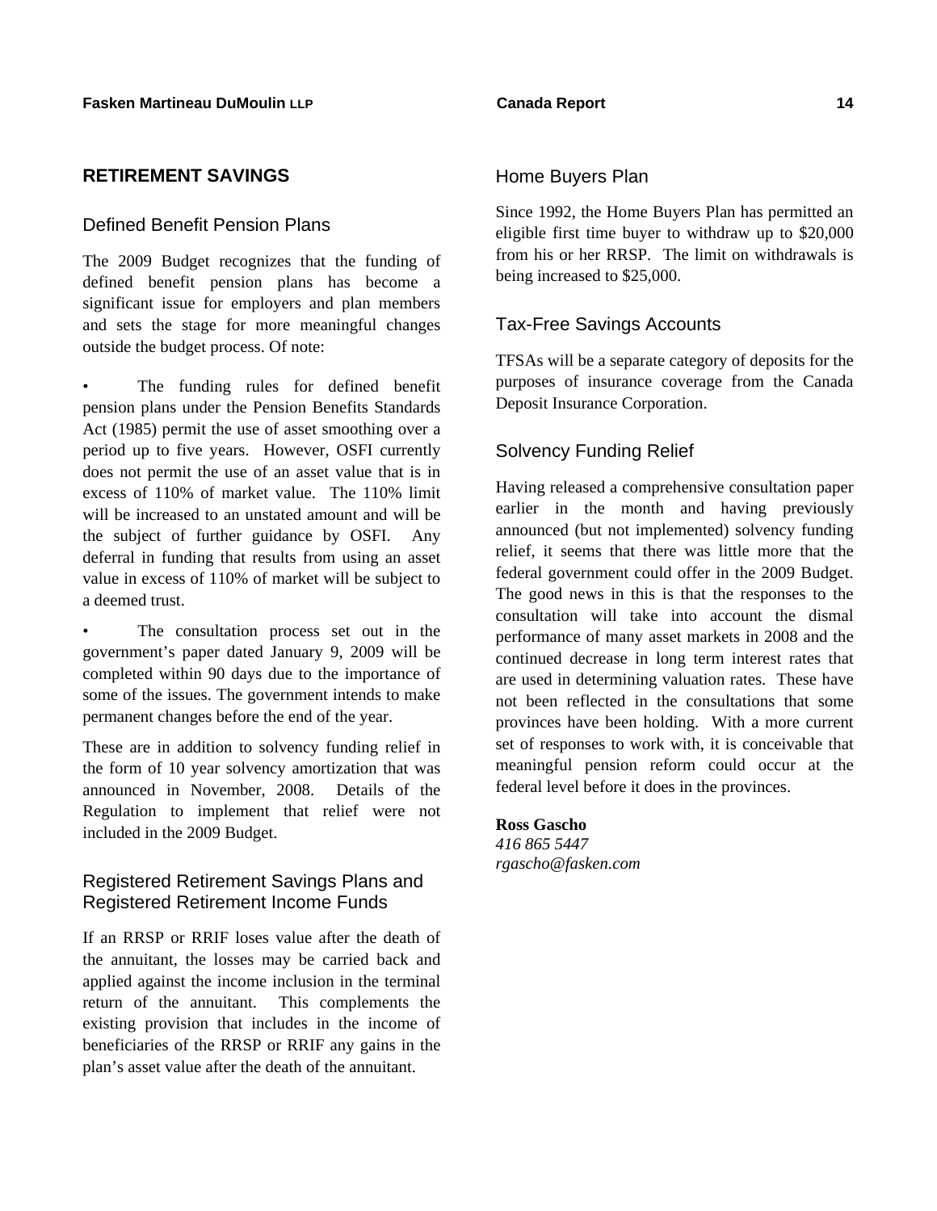## RETIREMENT SAVINGS

### Defined Benefit Pension Plans

The 2009 Budget recognizes that the funding of defined benefit pension plans has become a significant issue for employers and plan members and sets the stage for more meaningful changes outside the budget process. Of note:

- The funding rules for defined benefit pension plans under the Pension Benefits Standards Act (1985) permit the use of asset smoothing over a period up to five years. However, OSFI currently does not permit the use of an asset value that is in excess of 110% of market value. The 110% limit will be increased to an unstated amount and will be the subject of further guidance by OSFI. Any deferral in funding that results from using an asset value in excess of 110% of market will be subject to a deemed trust.
- The consultation process set out in the government's paper dated January 9, 2009 will be completed within 90 days due to the importance of some of the issues. The government intends to make permanent changes before the end of the year.

These are in addition to solvency funding relief in the form of 10 year solvency amortization that was announced in November, 2008. Details of the Regulation to implement that relief were not included in the 2009 Budget.

### Registered Retirement Savings Plans and Registered Retirement Income Funds

If an RRSP or RRIF loses value after the death of the annuitant, the losses may be carried back and applied against the income inclusion in the terminal return of the annuitant. This complements the existing provision that includes in the income of beneficiaries of the RRSP or RRIF any gains in the plan's asset value after the death of the annuitant.

### Home Buyers Plan

Since 1992, the Home Buyers Plan has permitted an eligible first time buyer to withdraw up to $20,000 from his or her RRSP. The limit on withdrawals is being increased to $25,000.

### Tax-Free Savings Accounts

TFSAs will be a separate category of deposits for the purposes of insurance coverage from the Canada Deposit Insurance Corporation.

### Solvency Funding Relief

Having released a comprehensive consultation paper earlier in the month and having previously announced (but not implemented) solvency funding relief, it seems that there was little more that the federal government could offer in the 2009 Budget. The good news in this is that the responses to the consultation will take into account the dismal performance of many asset markets in 2008 and the continued decrease in long term interest rates that are used in determining valuation rates. These have not been reflected in the consultations that some provinces have been holding. With a more current set of responses to work with, it is conceivable that meaningful pension reform could occur at the federal level before it does in the provinces.

**Ross Gascho**
*416 865 5447*
*rgascho@fasken.com*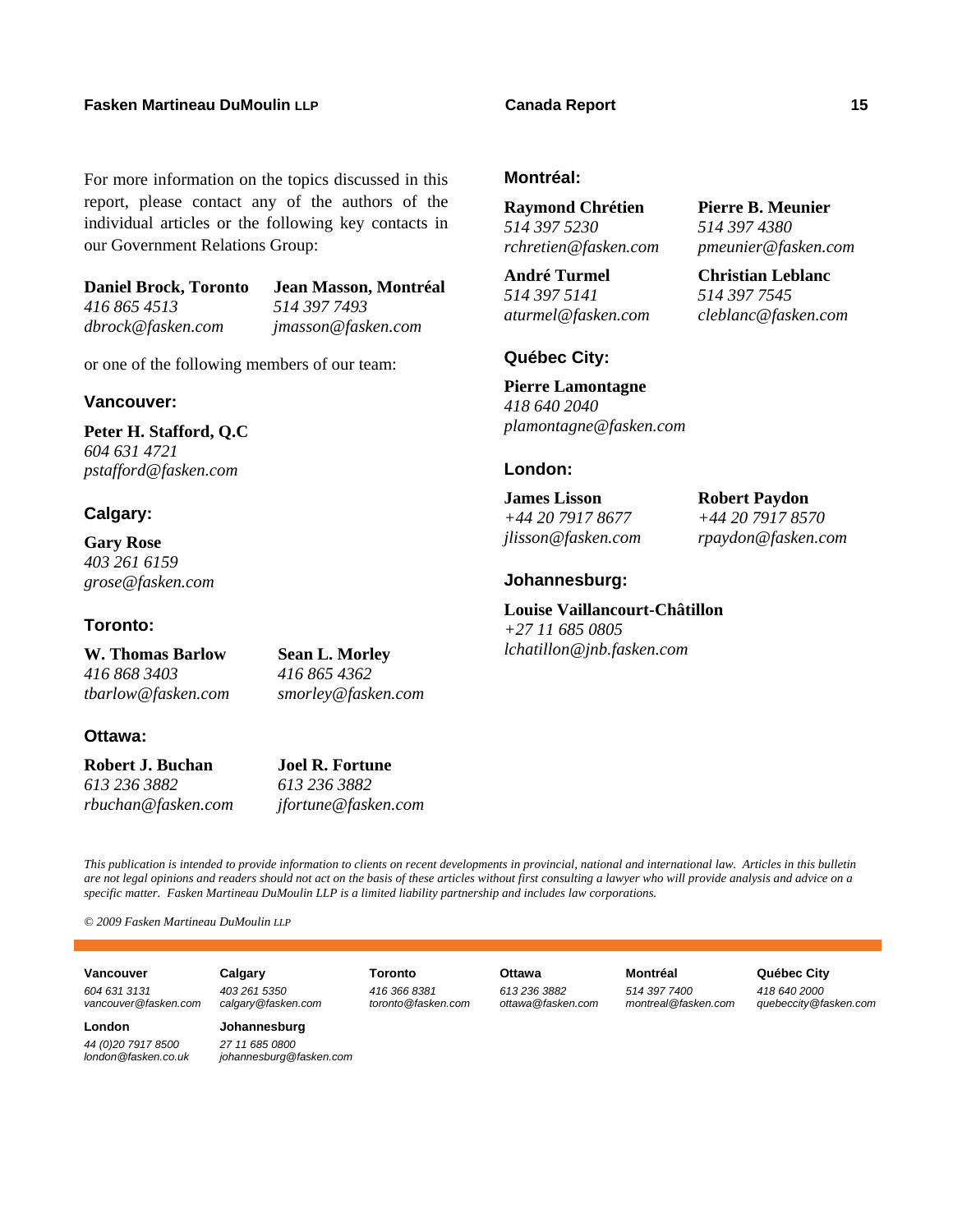For more information on the topics discussed in this report, please contact any of the authors of the individual articles or the following key contacts in our Government Relations Group:

**Daniel Brock, Toronto**
*416 865 4513*
*dbrock@fasken.com*

**Jean Masson, Montréal**
*514 397 7493*
*jmasson@fasken.com*

or one of the following members of our team:

### Vancouver:

**Peter H. Stafford, Q.C**
*604 631 4721*
*pstafford@fasken.com*

### Calgary:

**Gary Rose**
*403 261 6159*
*grose@fasken.com*

### Toronto:

**W. Thomas Barlow**
*416 868 3403*
*tbarlow@fasken.com*

**Sean L. Morley**
*416 865 4362*
*smorley@fasken.com*

### Ottawa:

**Robert J. Buchan**
*613 236 3882*
*rbuchan@fasken.com*

**Joel R. Fortune**
*613 236 3882*
*jfortune@fasken.com*

### Montréal:

**Raymond Chrétien**
*514 397 5230*
*rchretien@fasken.com*

**Pierre B. Meunier**
*514 397 4380*
*pmeunier@fasken.com*

**André Turmel**
*514 397 5141*
*aturmel@fasken.com*

**Christian Leblanc**
*514 397 7545*
*cleblanc@fasken.com*

### Québec City:

**Pierre Lamontagne**
*418 640 2040*
*plamontagne@fasken.com*

### London:

**James Lisson**
*+44 20 7917 8677*
*jlisson@fasken.com*

**Robert Paydon**
*+44 20 7917 8570*
*rpaydon@fasken.com*

### Johannesburg:

**Louise Vaillancourt-Châtillon**
*+27 11 685 0805*
*lchatillon@jnb.fasken.com*

*This publication is intended to provide information to clients on recent developments in provincial, national and international law. Articles in this bulletin are not legal opinions and readers should not act on the basis of these articles without first consulting a lawyer who will provide analysis and advice on a specific matter. Fasken Martineau DuMoulin LLP is a limited liability partnership and includes law corporations.*

*© 2009 Fasken Martineau DuMoulin LLP*

**Vancouver**
604 631 3131
vancouver@fasken.com

**Calgary**
403 261 5350
calgary@fasken.com

**Toronto**
416 366 8381
toronto@fasken.com

**Ottawa**
613 236 3882
ottawa@fasken.com

**Montréal**
514 397 7400
montreal@fasken.com

**Québec City**
418 640 2000
quebeccity@fasken.com

**London**
44 (0)20 7917 8500
london@fasken.co.uk

**Johannesburg**
27 11 685 0800
johannesburg@fasken.com